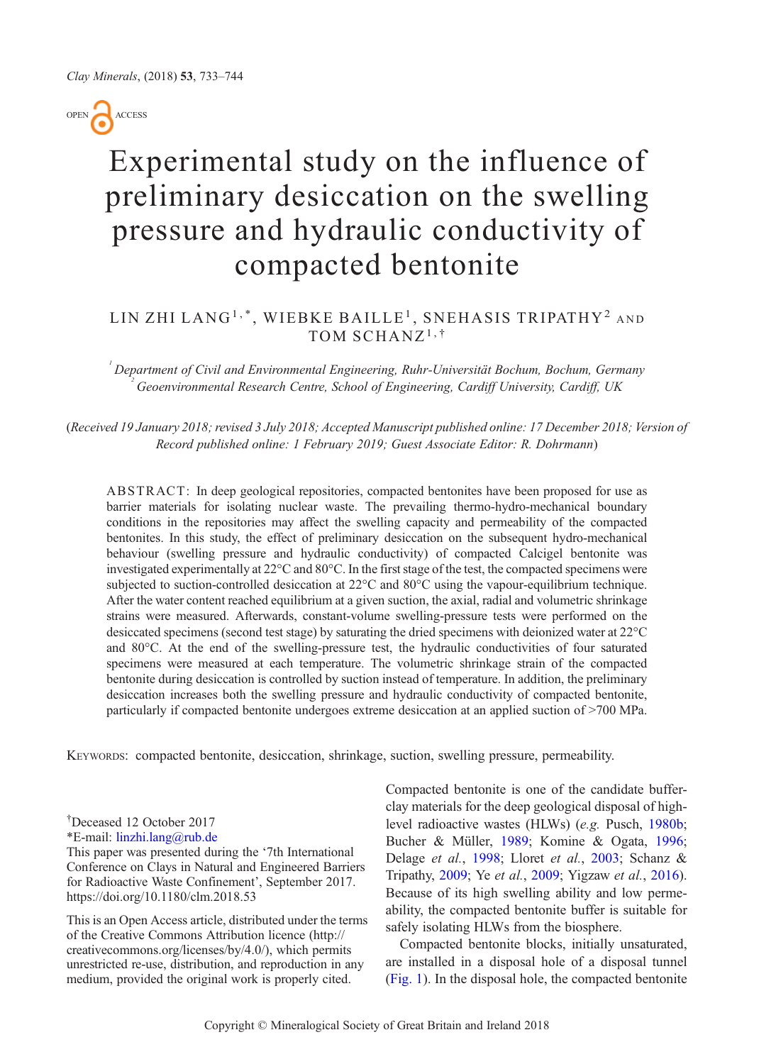# Experimental study on the influence of preliminary desiccation on the swelling pressure and hydraulic conductivity of compacted bentonite

LIN ZHI LANG[1,*], WIEBKE BAILLE[1], SNEHASIS TRIPATHY[2] AND TOM SCHANZ[1,†]

[1] *Department of Civil and Environmental Engineering, Ruhr-Universität Bochum, Bochum, Germany*
[2] *Geoenvironmental Research Centre, School of Engineering, Cardiff University, Cardiff, UK*

(*Received 19 January 2018; revised 3 July 2018; Accepted Manuscript published online: 17 December 2018; Version of Record published online: 1 February 2019; Guest Associate Editor: R. Dohrmann*)

ABSTRACT: In deep geological repositories, compacted bentonites have been proposed for use as barrier materials for isolating nuclear waste. The prevailing thermo-hydro-mechanical boundary conditions in the repositories may affect the swelling capacity and permeability of the compacted bentonites. In this study, the effect of preliminary desiccation on the subsequent hydro-mechanical behaviour (swelling pressure and hydraulic conductivity) of compacted Calcigel bentonite was investigated experimentally at 22°C and 80°C. In the first stage of the test, the compacted specimens were subjected to suction-controlled desiccation at 22°C and 80°C using the vapour-equilibrium technique. After the water content reached equilibrium at a given suction, the axial, radial and volumetric shrinkage strains were measured. Afterwards, constant-volume swelling-pressure tests were performed on the desiccated specimens (second test stage) by saturating the dried specimens with deionized water at 22°C and 80°C. At the end of the swelling-pressure test, the hydraulic conductivities of four saturated specimens were measured at each temperature. The volumetric shrinkage strain of the compacted bentonite during desiccation is controlled by suction instead of temperature. In addition, the preliminary desiccation increases both the swelling pressure and hydraulic conductivity of compacted bentonite, particularly if compacted bentonite undergoes extreme desiccation at an applied suction of >700 MPa.

KEYWORDS: compacted bentonite, desiccation, shrinkage, suction, swelling pressure, permeability.

†Deceased 12 October 2017
*E-mail: linzhi.lang@rub.de
This paper was presented during the '7th International Conference on Clays in Natural and Engineered Barriers for Radioactive Waste Confinement', September 2017.
https://doi.org/10.1180/clm.2018.53

This is an Open Access article, distributed under the terms of the Creative Commons Attribution licence (http://creativecommons.org/licenses/by/4.0/), which permits unrestricted re-use, distribution, and reproduction in any medium, provided the original work is properly cited.

Compacted bentonite is one of the candidate buffer-clay materials for the deep geological disposal of high-level radioactive wastes (HLWs) (*e.g.* Pusch, 1980b; Bucher & Müller, 1989; Komine & Ogata, 1996; Delage *et al.*, 1998; Lloret *et al.*, 2003; Schanz & Tripathy, 2009; Ye *et al.*, 2009; Yigzaw *et al.*, 2016). Because of its high swelling ability and low permeability, the compacted bentonite buffer is suitable for safely isolating HLWs from the biosphere.

Compacted bentonite blocks, initially unsaturated, are installed in a disposal hole of a disposal tunnel (Fig. 1). In the disposal hole, the compacted bentonite

Copyright © Mineralogical Society of Great Britain and Ireland 2018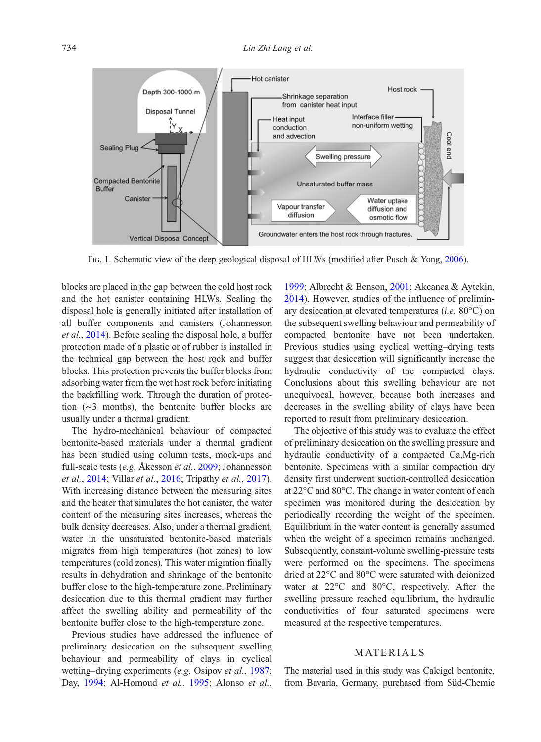FIG. 1. Schematic view of the deep geological disposal of HLWs (modified after Pusch & Yong, 2006).

blocks are placed in the gap between the cold host rock and the hot canister containing HLWs. Sealing the disposal hole is generally initiated after installation of all buffer components and canisters (Johannesson *et al.*, 2014). Before sealing the disposal hole, a buffer protection made of a plastic or of rubber is installed in the technical gap between the host rock and buffer blocks. This protection prevents the buffer blocks from adsorbing water from the wet host rock before initiating the backfilling work. Through the duration of protection (~3 months), the bentonite buffer blocks are usually under a thermal gradient.

The hydro-mechanical behaviour of compacted bentonite-based materials under a thermal gradient has been studied using column tests, mock-ups and full-scale tests (*e.g.* Åkesson *et al.*, 2009; Johannesson *et al.*, 2014; Villar *et al.*, 2016; Tripathy *et al.*, 2017). With increasing distance between the measuring sites and the heater that simulates the hot canister, the water content of the measuring sites increases, whereas the bulk density decreases. Also, under a thermal gradient, water in the unsaturated bentonite-based materials migrates from high temperatures (hot zones) to low temperatures (cold zones). This water migration finally results in dehydration and shrinkage of the bentonite buffer close to the high-temperature zone. Preliminary desiccation due to this thermal gradient may further affect the swelling ability and permeability of the bentonite buffer close to the high-temperature zone.

Previous studies have addressed the influence of preliminary desiccation on the subsequent swelling behaviour and permeability of clays in cyclical wetting–drying experiments (*e.g.* Osipov *et al.*, 1987; Day, 1994; Al-Homoud *et al.*, 1995; Alonso *et al.*, 1999; Albrecht & Benson, 2001; Akcanca & Aytekin, 2014). However, studies of the influence of preliminary desiccation at elevated temperatures (*i.e.* 80°C) on the subsequent swelling behaviour and permeability of compacted bentonite have not been undertaken. Previous studies using cyclical wetting–drying tests suggest that desiccation will significantly increase the hydraulic conductivity of the compacted clays. Conclusions about this swelling behaviour are not unequivocal, however, because both increases and decreases in the swelling ability of clays have been reported to result from preliminary desiccation.

The objective of this study was to evaluate the effect of preliminary desiccation on the swelling pressure and hydraulic conductivity of a compacted Ca,Mg-rich bentonite. Specimens with a similar compaction dry density first underwent suction-controlled desiccation at 22°C and 80°C. The change in water content of each specimen was monitored during the desiccation by periodically recording the weight of the specimen. Equilibrium in the water content is generally assumed when the weight of a specimen remains unchanged. Subsequently, constant-volume swelling-pressure tests were performed on the specimens. The specimens dried at 22°C and 80°C were saturated with deionized water at 22°C and 80°C, respectively. After the swelling pressure reached equilibrium, the hydraulic conductivities of four saturated specimens were measured at the respective temperatures.

## MATERIALS

The material used in this study was Calcigel bentonite, from Bavaria, Germany, purchased from Süd-Chemie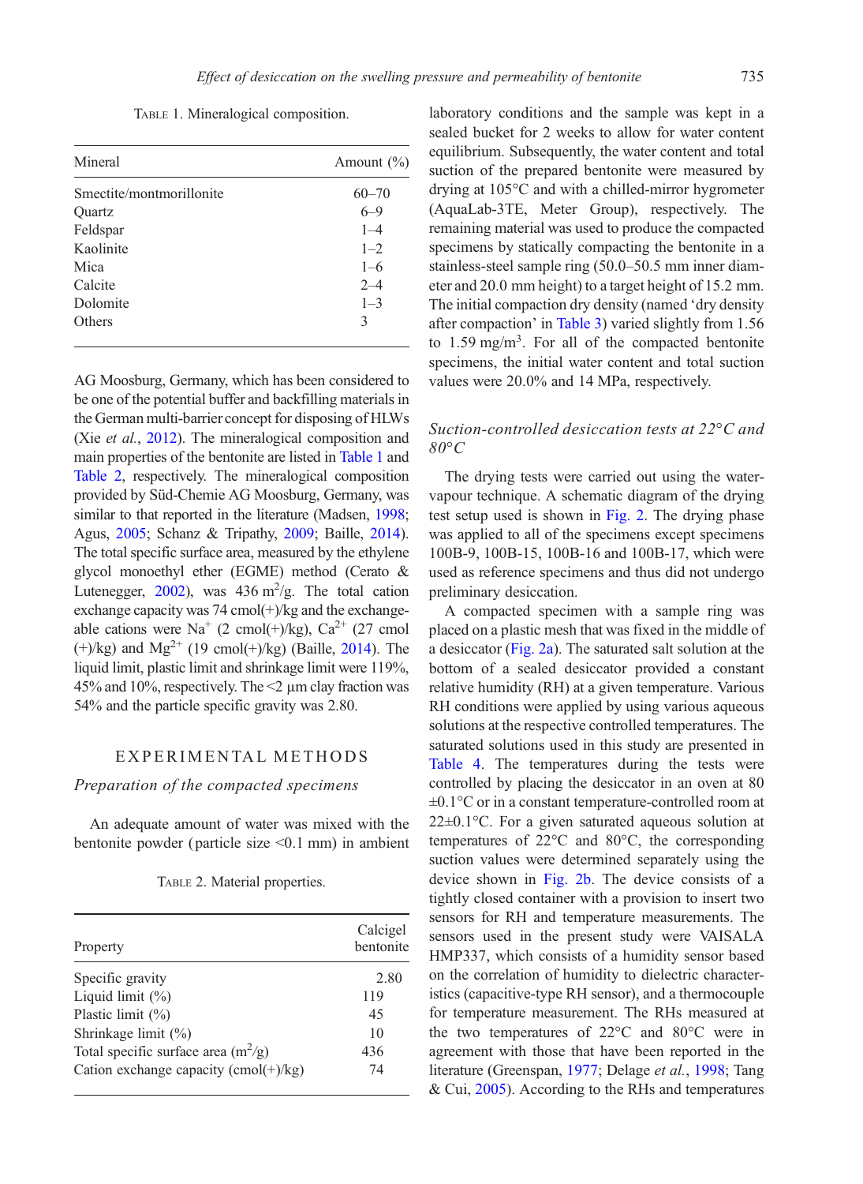TABLE 1. Mineralogical composition.

| Mineral | Amount (%) |
|---|---|
| Smectite/montmorillonite | 60–70 |
| Quartz | 6–9 |
| Feldspar | 1–4 |
| Kaolinite | 1–2 |
| Mica | 1–6 |
| Calcite | 2–4 |
| Dolomite | 1–3 |
| Others | 3 |

AG Moosburg, Germany, which has been considered to be one of the potential buffer and backfilling materials in the German multi-barrier concept for disposing of HLWs (Xie *et al.*, 2012). The mineralogical composition and main properties of the bentonite are listed in Table 1 and Table 2, respectively. The mineralogical composition provided by Süd-Chemie AG Moosburg, Germany, was similar to that reported in the literature (Madsen, 1998; Agus, 2005; Schanz & Tripathy, 2009; Baille, 2014). The total specific surface area, measured by the ethylene glycol monoethyl ether (EGME) method (Cerato & Lutenegger, 2002), was 436 m$^2$/g. The total cation exchange capacity was 74 cmol(+)/kg and the exchangeable cations were $Na^+$ (2 cmol(+)/kg), $Ca^{2+}$ (27 cmol (+)/kg) and $Mg^{2+}$ (19 cmol(+)/kg) (Baille, 2014). The liquid limit, plastic limit and shrinkage limit were 119%, 45% and 10%, respectively. The <2 μm clay fraction was 54% and the particle specific gravity was 2.80.

## EXPERIMENTAL METHODS

### *Preparation of the compacted specimens*

An adequate amount of water was mixed with the bentonite powder (particle size <0.1 mm) in ambient

TABLE 2. Material properties.

| Property | Calcigel bentonite |
|---|---|
| Specific gravity | 2.80 |
| Liquid limit (%) | 119 |
| Plastic limit (%) | 45 |
| Shrinkage limit (%) | 10 |
| Total specific surface area (m$^2$/g) | 436 |
| Cation exchange capacity (cmol(+)/kg) | 74 |

laboratory conditions and the sample was kept in a sealed bucket for 2 weeks to allow for water content equilibrium. Subsequently, the water content and total suction of the prepared bentonite were measured by drying at 105°C and with a chilled-mirror hygrometer (AquaLab-3TE, Meter Group), respectively. The remaining material was used to produce the compacted specimens by statically compacting the bentonite in a stainless-steel sample ring (50.0–50.5 mm inner diameter and 20.0 mm height) to a target height of 15.2 mm. The initial compaction dry density (named 'dry density after compaction' in Table 3) varied slightly from 1.56 to 1.59 mg/m$^3$. For all of the compacted bentonite specimens, the initial water content and total suction values were 20.0% and 14 MPa, respectively.

### *Suction-controlled desiccation tests at 22°C and 80°C*

The drying tests were carried out using the water-vapour technique. A schematic diagram of the drying test setup used is shown in Fig. 2. The drying phase was applied to all of the specimens except specimens 100B-9, 100B-15, 100B-16 and 100B-17, which were used as reference specimens and thus did not undergo preliminary desiccation.

A compacted specimen with a sample ring was placed on a plastic mesh that was fixed in the middle of a desiccator (Fig. 2a). The saturated salt solution at the bottom of a sealed desiccator provided a constant relative humidity (RH) at a given temperature. Various RH conditions were applied by using various aqueous solutions at the respective controlled temperatures. The saturated solutions used in this study are presented in Table 4. The temperatures during the tests were controlled by placing the desiccator in an oven at 80 ±0.1°C or in a constant temperature-controlled room at 22±0.1°C. For a given saturated aqueous solution at temperatures of 22°C and 80°C, the corresponding suction values were determined separately using the device shown in Fig. 2b. The device consists of a tightly closed container with a provision to insert two sensors for RH and temperature measurements. The sensors used in the present study were VAISALA HMP337, which consists of a humidity sensor based on the correlation of humidity to dielectric characteristics (capacitive-type RH sensor), and a thermocouple for temperature measurement. The RHs measured at the two temperatures of 22°C and 80°C were in agreement with those that have been reported in the literature (Greenspan, 1977; Delage *et al.*, 1998; Tang & Cui, 2005). According to the RHs and temperatures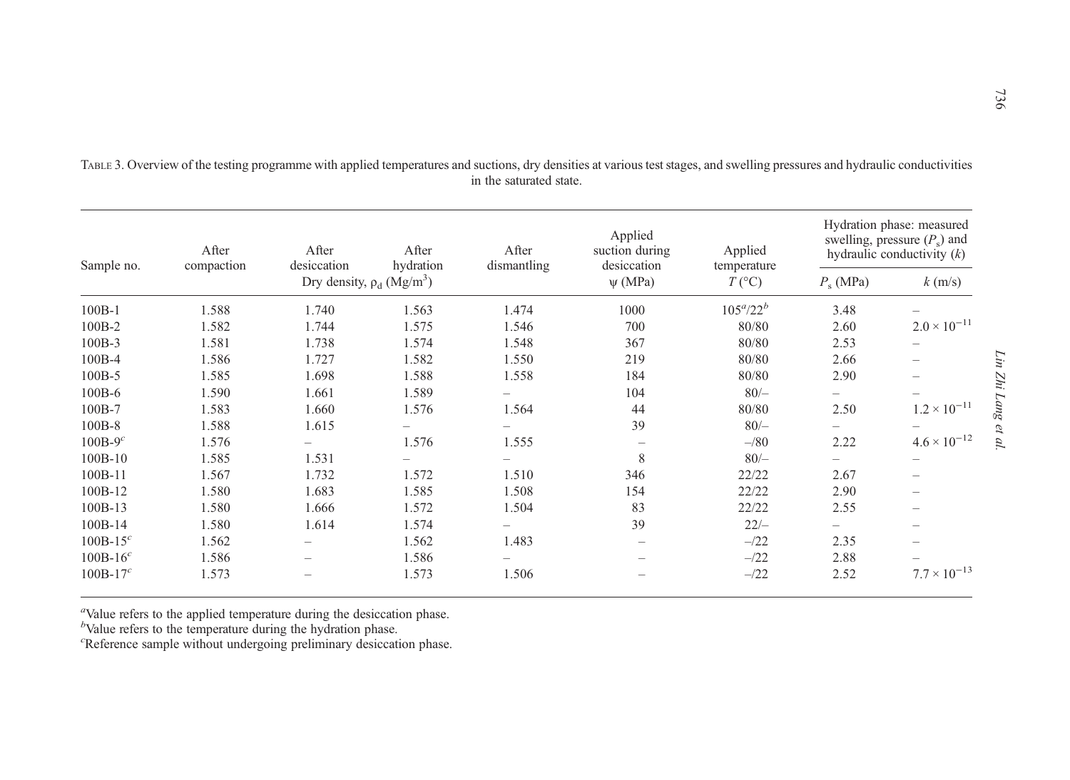Table 3. Overview of the testing programme with applied temperatures and suctions, dry densities at various test stages, and swelling pressures and hydraulic conductivities in the saturated state.

| Sample no. | After compaction | After desiccation | After hydration | After dismantling | Applied suction during desiccation | Applied temperature | Hydration phase: measured swelling, pressure ($P_s$) and hydraulic conductivity ($k$) | |
|---|---|---|---|---|---|---|---|---|
| | Dry density, $\rho_d$ (Mg/m$^3$) | | | | $\psi$ (MPa) | $T$ (°C) | $P_s$ (MPa) | $k$ (m/s) |
| 100B-1 | 1.588 | 1.740 | 1.563 | 1.474 | 1000 | 105[a]/22[b] | 3.48 | – |
| 100B-2 | 1.582 | 1.744 | 1.575 | 1.546 | 700 | 80/80 | 2.60 | $2.0 \times 10^{-11}$ |
| 100B-3 | 1.581 | 1.738 | 1.574 | 1.548 | 367 | 80/80 | 2.53 | – |
| 100B-4 | 1.586 | 1.727 | 1.582 | 1.550 | 219 | 80/80 | 2.66 | – |
| 100B-5 | 1.585 | 1.698 | 1.588 | 1.558 | 184 | 80/80 | 2.90 | – |
| 100B-6 | 1.590 | 1.661 | 1.589 | – | 104 | 80/– | – | – |
| 100B-7 | 1.583 | 1.660 | 1.576 | 1.564 | 44 | 80/80 | 2.50 | $1.2 \times 10^{-11}$ |
| 100B-8 | 1.588 | 1.615 | – | – | 39 | 80/– | – | – |
| 100B-9[c] | 1.576 | – | 1.576 | 1.555 | – | –/80 | 2.22 | $4.6 \times 10^{-12}$ |
| 100B-10 | 1.585 | 1.531 | – | – | 8 | 80/– | – | – |
| 100B-11 | 1.567 | 1.732 | 1.572 | 1.510 | 346 | 22/22 | 2.67 | – |
| 100B-12 | 1.580 | 1.683 | 1.585 | 1.508 | 154 | 22/22 | 2.90 | – |
| 100B-13 | 1.580 | 1.666 | 1.572 | 1.504 | 83 | 22/22 | 2.55 | – |
| 100B-14 | 1.580 | 1.614 | 1.574 | – | 39 | 22/– | – | – |
| 100B-15[c] | 1.562 | – | 1.562 | 1.483 | – | –/22 | 2.35 | – |
| 100B-16[c] | 1.586 | – | 1.586 | – | – | –/22 | 2.88 | – |
| 100B-17[c] | 1.573 | – | 1.573 | 1.506 | – | –/22 | 2.52 | $7.7 \times 10^{-13}$ |

[a]Value refers to the applied temperature during the desiccation phase.
[b]Value refers to the temperature during the hydration phase.
[c]Reference sample without undergoing preliminary desiccation phase.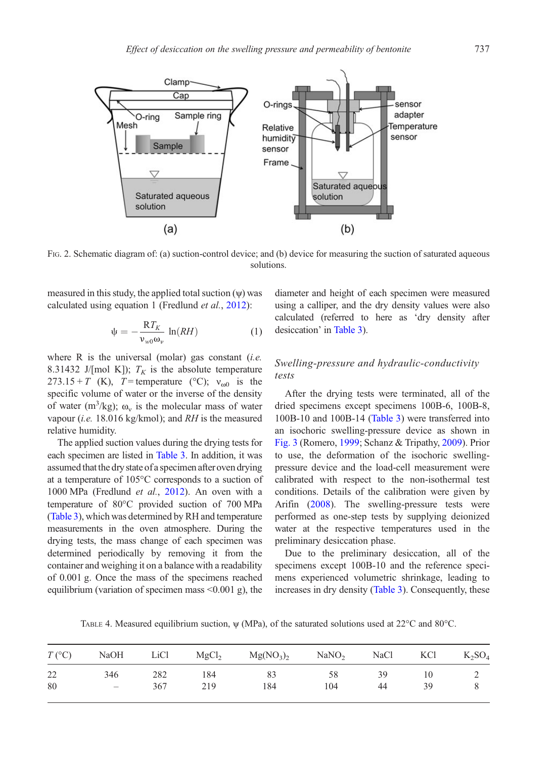FIG. 2. Schematic diagram of: (a) suction-control device; and (b) device for measuring the suction of saturated aqueous solutions.

measured in this study, the applied total suction ($\psi$) was calculated using equation 1 (Fredlund *et al.*, 2012):

$$\psi = -\frac{RT_K}{v_{w0}\omega_v}\ln(RH) \qquad (1)$$

where R is the universal (molar) gas constant (*i.e.* 8.31432 J/[mol K]); $T_K$ is the absolute temperature 273.15 + $T$ (K), $T$ = temperature (°C); $v_{\omega 0}$ is the specific volume of water or the inverse of the density of water (m$^3$/kg); $\omega_v$ is the molecular mass of water vapour (*i.e.* 18.016 kg/kmol); and $RH$ is the measured relative humidity.

The applied suction values during the drying tests for each specimen are listed in Table 3. In addition, it was assumed that the dry state of a specimen after oven drying at a temperature of 105°C corresponds to a suction of 1000 MPa (Fredlund *et al.*, 2012). An oven with a temperature of 80°C provided suction of 700 MPa (Table 3), which was determined by RH and temperature measurements in the oven atmosphere. During the drying tests, the mass change of each specimen was determined periodically by removing it from the container and weighing it on a balance with a readability of 0.001 g. Once the mass of the specimens reached equilibrium (variation of specimen mass <0.001 g), the diameter and height of each specimen were measured using a calliper, and the dry density values were also calculated (referred to here as 'dry density after desiccation' in Table 3).

### *Swelling-pressure and hydraulic-conductivity tests*

After the drying tests were terminated, all of the dried specimens except specimens 100B-6, 100B-8, 100B-10 and 100B-14 (Table 3) were transferred into an isochoric swelling-pressure device as shown in Fig. 3 (Romero, 1999; Schanz & Tripathy, 2009). Prior to use, the deformation of the isochoric swelling-pressure device and the load-cell measurement were calibrated with respect to the non-isothermal test conditions. Details of the calibration were given by Arifin (2008). The swelling-pressure tests were performed as one-step tests by supplying deionized water at the respective temperatures used in the preliminary desiccation phase.

Due to the preliminary desiccation, all of the specimens except 100B-10 and the reference specimens experienced volumetric shrinkage, leading to increases in dry density (Table 3). Consequently, these

TABLE 4. Measured equilibrium suction, $\psi$ (MPa), of the saturated solutions used at 22°C and 80°C.

| $T$ (°C) | NaOH | LiCl | $MgCl_2$ | $Mg(NO_3)_2$ | $NaNO_2$ | NaCl | KCl | $K_2SO_4$ |
|---|---|---|---|---|---|---|---|---|
| 22 | 346 | 282 | 184 | 83 | 58 | 39 | 10 | 2 |
| 80 | – | 367 | 219 | 184 | 104 | 44 | 39 | 8 |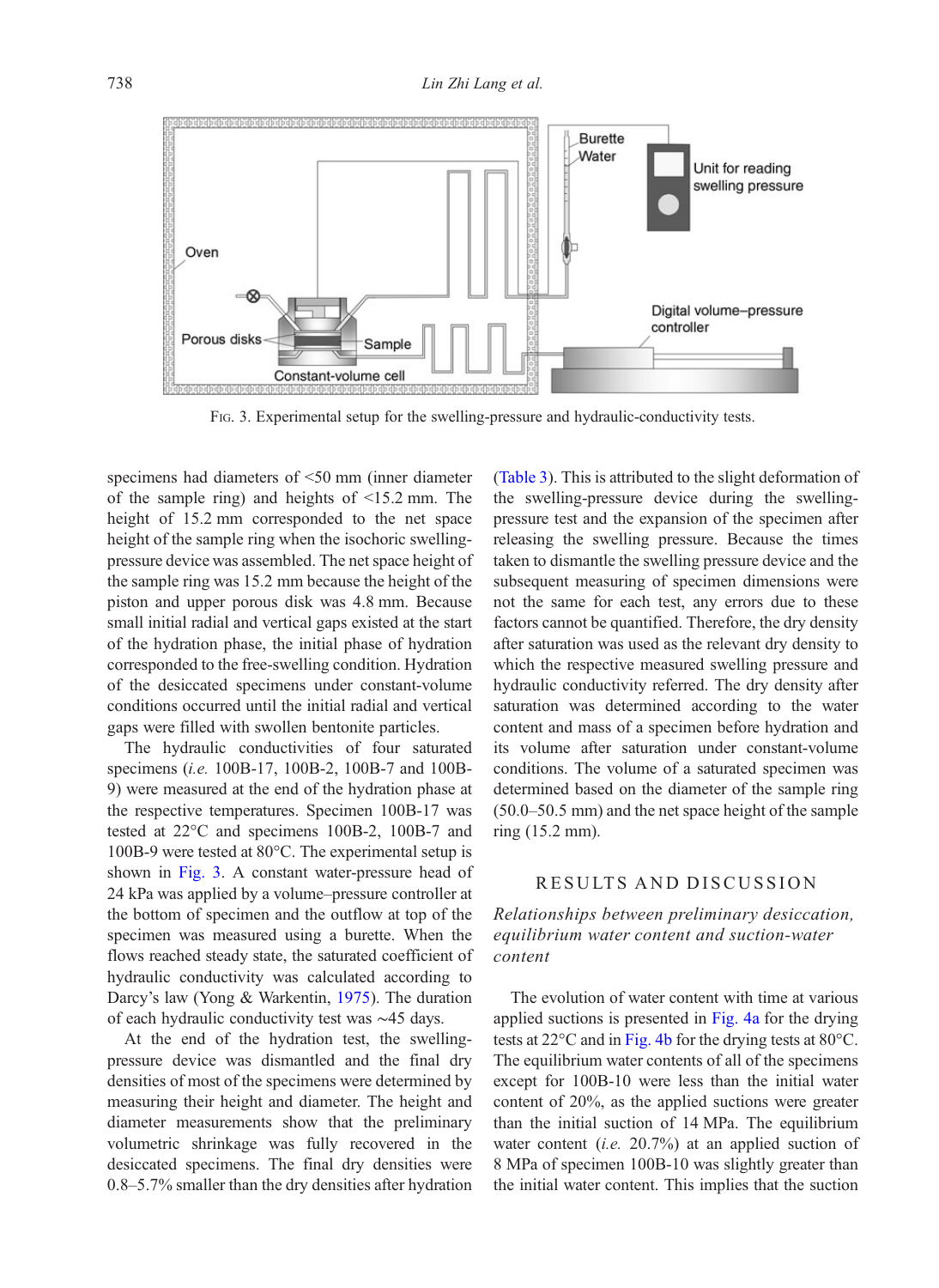FIG. 3. Experimental setup for the swelling-pressure and hydraulic-conductivity tests.

specimens had diameters of <50 mm (inner diameter of the sample ring) and heights of <15.2 mm. The height of 15.2 mm corresponded to the net space height of the sample ring when the isochoric swelling-pressure device was assembled. The net space height of the sample ring was 15.2 mm because the height of the piston and upper porous disk was 4.8 mm. Because small initial radial and vertical gaps existed at the start of the hydration phase, the initial phase of hydration corresponded to the free-swelling condition. Hydration of the desiccated specimens under constant-volume conditions occurred until the initial radial and vertical gaps were filled with swollen bentonite particles.

The hydraulic conductivities of four saturated specimens (*i.e.* 100B-17, 100B-2, 100B-7 and 100B-9) were measured at the end of the hydration phase at the respective temperatures. Specimen 100B-17 was tested at 22°C and specimens 100B-2, 100B-7 and 100B-9 were tested at 80°C. The experimental setup is shown in Fig. 3. A constant water-pressure head of 24 kPa was applied by a volume–pressure controller at the bottom of specimen and the outflow at top of the specimen was measured using a burette. When the flows reached steady state, the saturated coefficient of hydraulic conductivity was calculated according to Darcy's law (Yong & Warkentin, 1975). The duration of each hydraulic conductivity test was ~45 days.

At the end of the hydration test, the swelling-pressure device was dismantled and the final dry densities of most of the specimens were determined by measuring their height and diameter. The height and diameter measurements show that the preliminary volumetric shrinkage was fully recovered in the desiccated specimens. The final dry densities were 0.8–5.7% smaller than the dry densities after hydration (Table 3). This is attributed to the slight deformation of the swelling-pressure device during the swelling-pressure test and the expansion of the specimen after releasing the swelling pressure. Because the times taken to dismantle the swelling pressure device and the subsequent measuring of specimen dimensions were not the same for each test, any errors due to these factors cannot be quantified. Therefore, the dry density after saturation was used as the relevant dry density to which the respective measured swelling pressure and hydraulic conductivity referred. The dry density after saturation was determined according to the water content and mass of a specimen before hydration and its volume after saturation under constant-volume conditions. The volume of a saturated specimen was determined based on the diameter of the sample ring (50.0–50.5 mm) and the net space height of the sample ring (15.2 mm).

## RESULTS AND DISCUSSION

### *Relationships between preliminary desiccation, equilibrium water content and suction-water content*

The evolution of water content with time at various applied suctions is presented in Fig. 4a for the drying tests at 22°C and in Fig. 4b for the drying tests at 80°C. The equilibrium water contents of all of the specimens except for 100B-10 were less than the initial water content of 20%, as the applied suctions were greater than the initial suction of 14 MPa. The equilibrium water content (*i.e.* 20.7%) at an applied suction of 8 MPa of specimen 100B-10 was slightly greater than the initial water content. This implies that the suction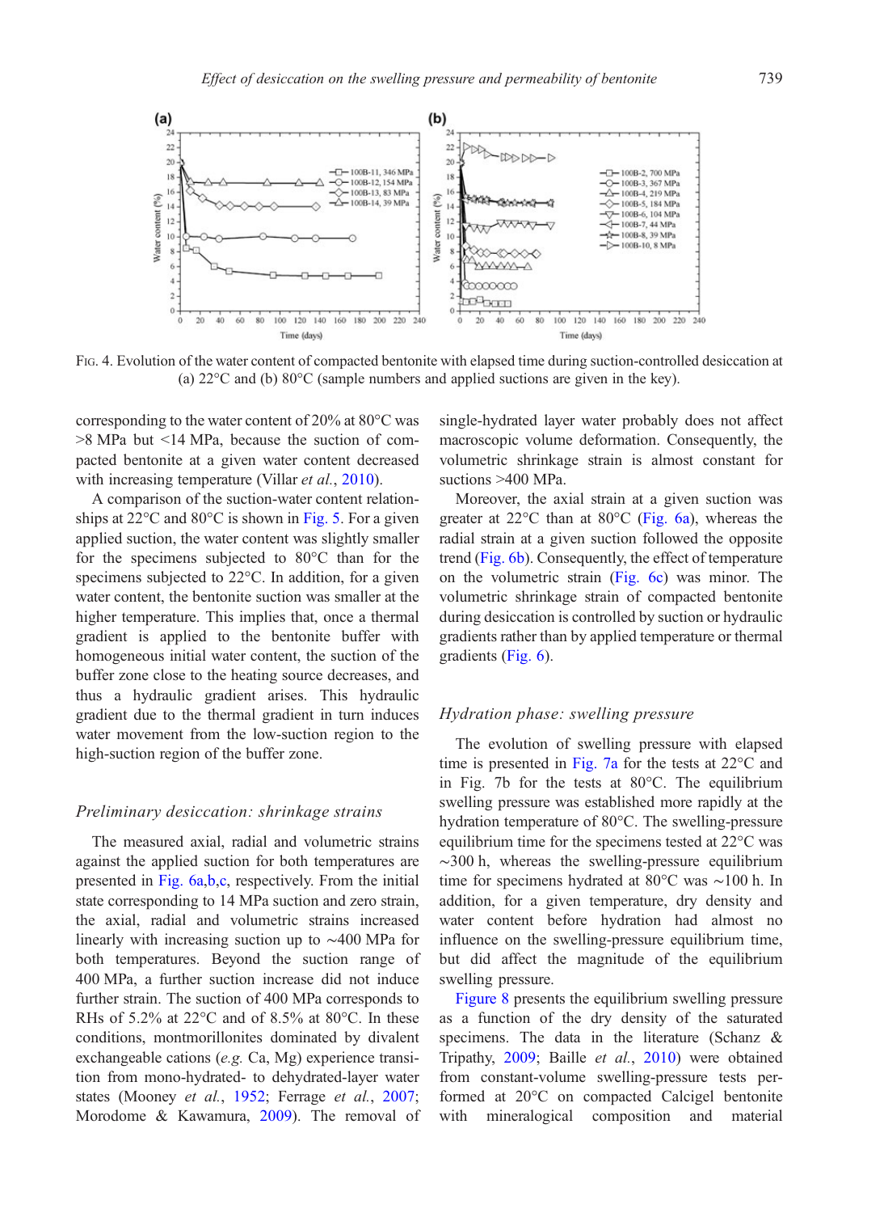FIG. 4. Evolution of the water content of compacted bentonite with elapsed time during suction-controlled desiccation at (a) 22°C and (b) 80°C (sample numbers and applied suctions are given in the key).

corresponding to the water content of 20% at 80°C was >8 MPa but <14 MPa, because the suction of compacted bentonite at a given water content decreased with increasing temperature (Villar *et al.*, 2010).

A comparison of the suction-water content relationships at 22°C and 80°C is shown in Fig. 5. For a given applied suction, the water content was slightly smaller for the specimens subjected to 80°C than for the specimens subjected to 22°C. In addition, for a given water content, the bentonite suction was smaller at the higher temperature. This implies that, once a thermal gradient is applied to the bentonite buffer with homogeneous initial water content, the suction of the buffer zone close to the heating source decreases, and thus a hydraulic gradient arises. This hydraulic gradient due to the thermal gradient in turn induces water movement from the low-suction region to the high-suction region of the buffer zone.

### *Preliminary desiccation: shrinkage strains*

The measured axial, radial and volumetric strains against the applied suction for both temperatures are presented in Fig. 6a,b,c, respectively. From the initial state corresponding to 14 MPa suction and zero strain, the axial, radial and volumetric strains increased linearly with increasing suction up to ~400 MPa for both temperatures. Beyond the suction range of 400 MPa, a further suction increase did not induce further strain. The suction of 400 MPa corresponds to RHs of 5.2% at 22°C and of 8.5% at 80°C. In these conditions, montmorillonites dominated by divalent exchangeable cations (*e.g.* Ca, Mg) experience transition from mono-hydrated- to dehydrated-layer water states (Mooney *et al.*, 1952; Ferrage *et al.*, 2007; Morodome & Kawamura, 2009). The removal of single-hydrated layer water probably does not affect macroscopic volume deformation. Consequently, the volumetric shrinkage strain is almost constant for suctions >400 MPa.

Moreover, the axial strain at a given suction was greater at 22°C than at 80°C (Fig. 6a), whereas the radial strain at a given suction followed the opposite trend (Fig. 6b). Consequently, the effect of temperature on the volumetric strain (Fig. 6c) was minor. The volumetric shrinkage strain of compacted bentonite during desiccation is controlled by suction or hydraulic gradients rather than by applied temperature or thermal gradients (Fig. 6).

### *Hydration phase: swelling pressure*

The evolution of swelling pressure with elapsed time is presented in Fig. 7a for the tests at 22°C and in Fig. 7b for the tests at 80°C. The equilibrium swelling pressure was established more rapidly at the hydration temperature of 80°C. The swelling-pressure equilibrium time for the specimens tested at 22°C was ~300 h, whereas the swelling-pressure equilibrium time for specimens hydrated at 80°C was ~100 h. In addition, for a given temperature, dry density and water content before hydration had almost no influence on the swelling-pressure equilibrium time, but did affect the magnitude of the equilibrium swelling pressure.

Figure 8 presents the equilibrium swelling pressure as a function of the dry density of the saturated specimens. The data in the literature (Schanz & Tripathy, 2009; Baille *et al.*, 2010) were obtained from constant-volume swelling-pressure tests performed at 20°C on compacted Calcigel bentonite with mineralogical composition and material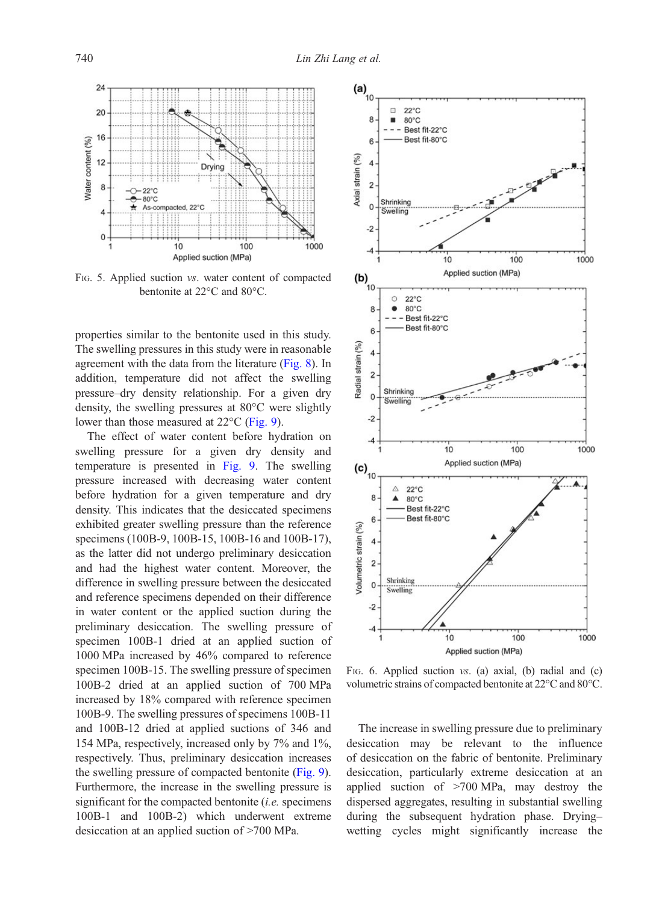FIG. 5. Applied suction *vs*. water content of compacted bentonite at 22°C and 80°C.

properties similar to the bentonite used in this study. The swelling pressures in this study were in reasonable agreement with the data from the literature (Fig. 8). In addition, temperature did not affect the swelling pressure–dry density relationship. For a given dry density, the swelling pressures at 80°C were slightly lower than those measured at 22°C (Fig. 9).

The effect of water content before hydration on swelling pressure for a given dry density and temperature is presented in Fig. 9. The swelling pressure increased with decreasing water content before hydration for a given temperature and dry density. This indicates that the desiccated specimens exhibited greater swelling pressure than the reference specimens (100B-9, 100B-15, 100B-16 and 100B-17), as the latter did not undergo preliminary desiccation and had the highest water content. Moreover, the difference in swelling pressure between the desiccated and reference specimens depended on their difference in water content or the applied suction during the preliminary desiccation. The swelling pressure of specimen 100B-1 dried at an applied suction of 1000 MPa increased by 46% compared to reference specimen 100B-15. The swelling pressure of specimen 100B-2 dried at an applied suction of 700 MPa increased by 18% compared with reference specimen 100B-9. The swelling pressures of specimens 100B-11 and 100B-12 dried at applied suctions of 346 and 154 MPa, respectively, increased only by 7% and 1%, respectively. Thus, preliminary desiccation increases the swelling pressure of compacted bentonite (Fig. 9). Furthermore, the increase in the swelling pressure is significant for the compacted bentonite (*i.e.* specimens 100B-1 and 100B-2) which underwent extreme desiccation at an applied suction of >700 MPa.

FIG. 6. Applied suction *vs*. (a) axial, (b) radial and (c) volumetric strains of compacted bentonite at 22°C and 80°C.

The increase in swelling pressure due to preliminary desiccation may be relevant to the influence of desiccation on the fabric of bentonite. Preliminary desiccation, particularly extreme desiccation at an applied suction of >700 MPa, may destroy the dispersed aggregates, resulting in substantial swelling during the subsequent hydration phase. Drying–wetting cycles might significantly increase the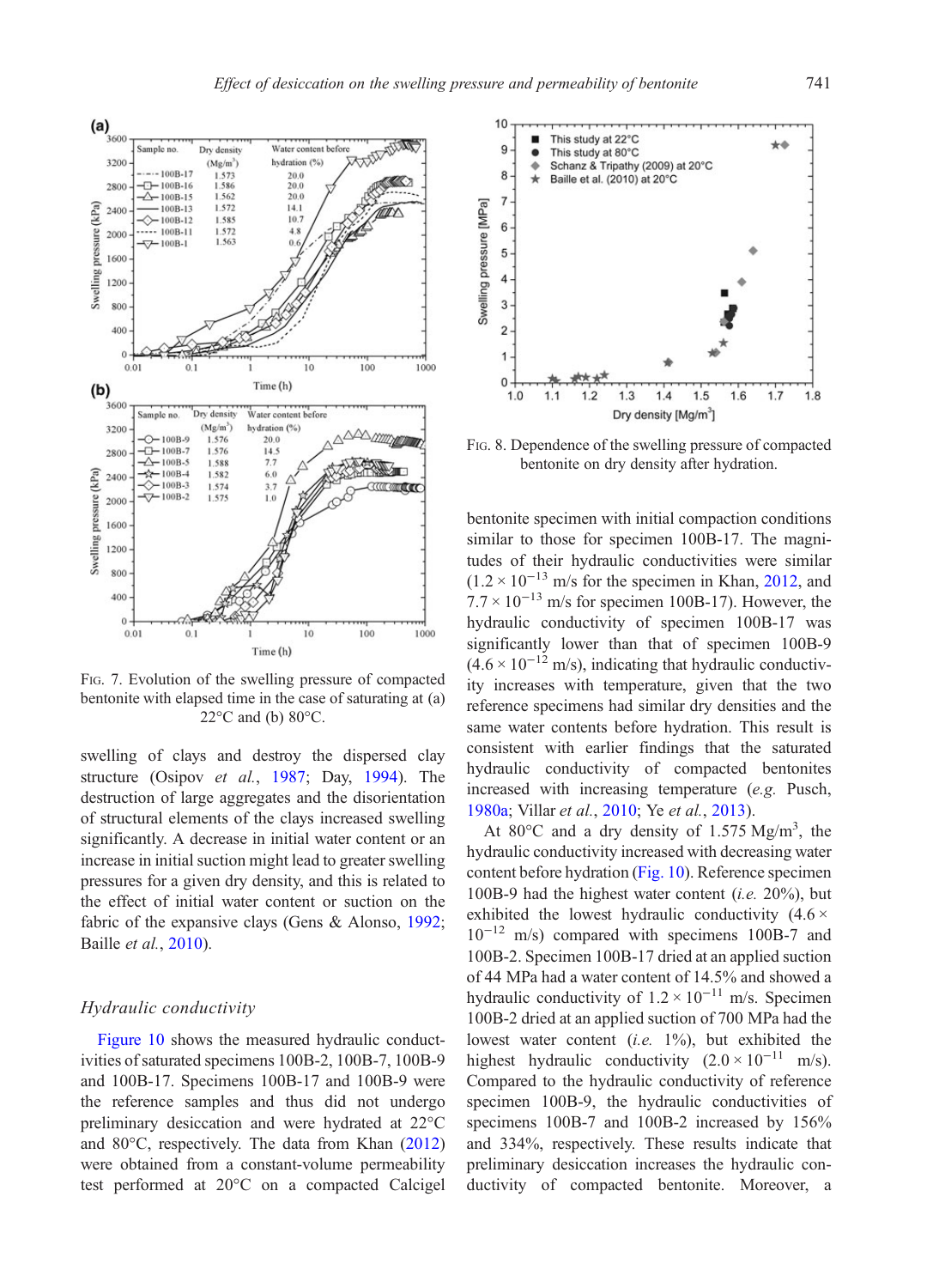FIG. 7. Evolution of the swelling pressure of compacted bentonite with elapsed time in the case of saturating at (a) 22°C and (b) 80°C.

FIG. 8. Dependence of the swelling pressure of compacted bentonite on dry density after hydration.

swelling of clays and destroy the dispersed clay structure (Osipov *et al.*, 1987; Day, 1994). The destruction of large aggregates and the disorientation of structural elements of the clays increased swelling significantly. A decrease in initial water content or an increase in initial suction might lead to greater swelling pressures for a given dry density, and this is related to the effect of initial water content or suction on the fabric of the expansive clays (Gens & Alonso, 1992; Baille *et al.*, 2010).

### *Hydraulic conductivity*

Figure 10 shows the measured hydraulic conductivities of saturated specimens 100B-2, 100B-7, 100B-9 and 100B-17. Specimens 100B-17 and 100B-9 were the reference samples and thus did not undergo preliminary desiccation and were hydrated at 22°C and 80°C, respectively. The data from Khan (2012) were obtained from a constant-volume permeability test performed at 20°C on a compacted Calcigel bentonite specimen with initial compaction conditions similar to those for specimen 100B-17. The magnitudes of their hydraulic conductivities were similar ($1.2 \times 10^{-13}$ m/s for the specimen in Khan, 2012, and $7.7 \times 10^{-13}$ m/s for specimen 100B-17). However, the hydraulic conductivity of specimen 100B-17 was significantly lower than that of specimen 100B-9 ($4.6 \times 10^{-12}$ m/s), indicating that hydraulic conductivity increases with temperature, given that the two reference specimens had similar dry densities and the same water contents before hydration. This result is consistent with earlier findings that the saturated hydraulic conductivity of compacted bentonites increased with increasing temperature (*e.g.* Pusch, 1980a; Villar *et al.*, 2010; Ye *et al.*, 2013).

At 80°C and a dry density of 1.575 $Mg/m^3$, the hydraulic conductivity increased with decreasing water content before hydration (Fig. 10). Reference specimen 100B-9 had the highest water content (*i.e.* 20%), but exhibited the lowest hydraulic conductivity ($4.6 \times 10^{-12}$ m/s) compared with specimens 100B-7 and 100B-2. Specimen 100B-17 dried at an applied suction of 44 MPa had a water content of 14.5% and showed a hydraulic conductivity of $1.2 \times 10^{-11}$ m/s. Specimen 100B-2 dried at an applied suction of 700 MPa had the lowest water content (*i.e.* 1%), but exhibited the highest hydraulic conductivity ($2.0 \times 10^{-11}$ m/s). Compared to the hydraulic conductivity of reference specimen 100B-9, the hydraulic conductivities of specimens 100B-7 and 100B-2 increased by 156% and 334%, respectively. These results indicate that preliminary desiccation increases the hydraulic conductivity of compacted bentonite. Moreover, a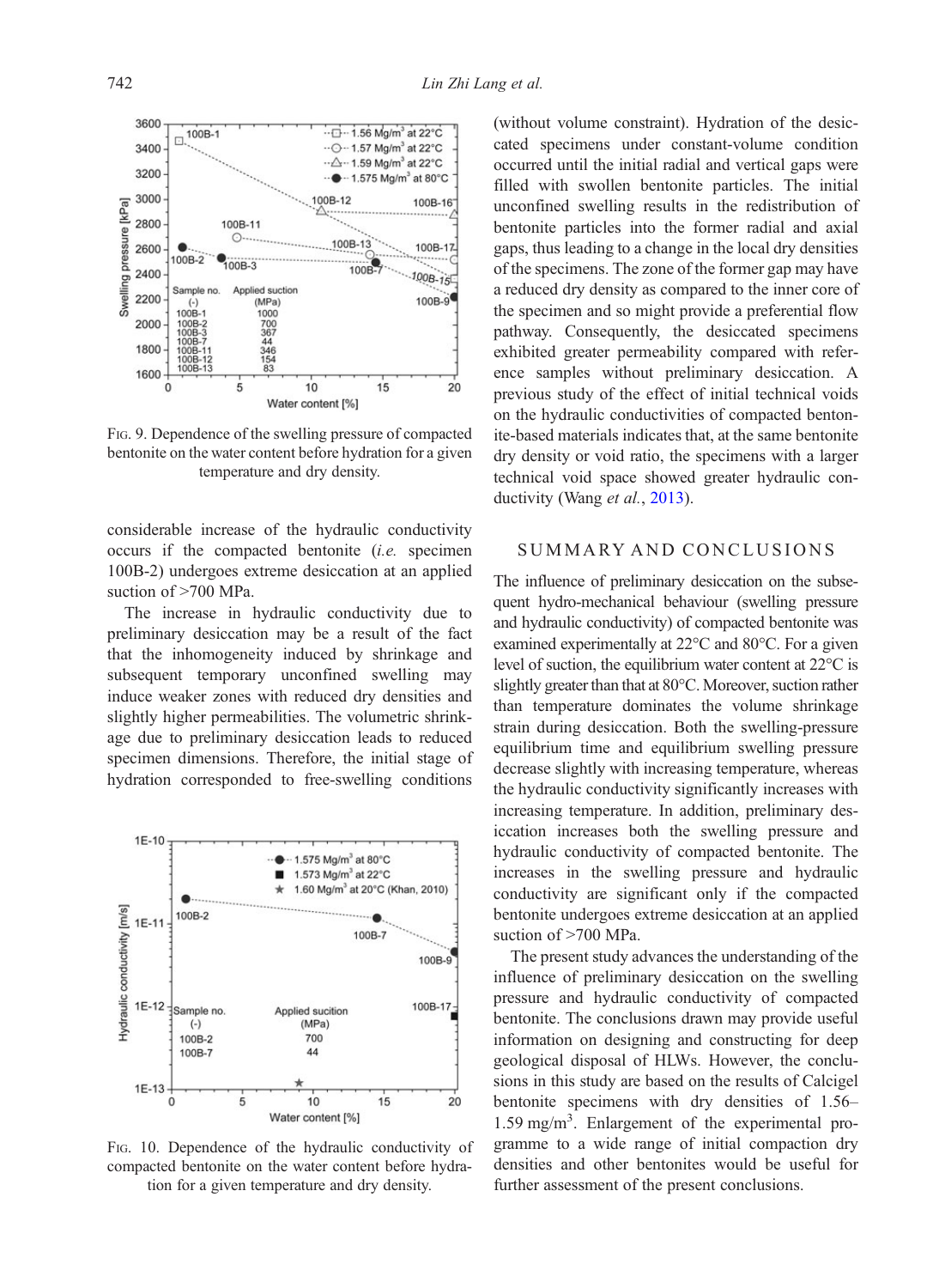FIG. 9. Dependence of the swelling pressure of compacted bentonite on the water content before hydration for a given temperature and dry density.

considerable increase of the hydraulic conductivity occurs if the compacted bentonite (*i.e.* specimen 100B-2) undergoes extreme desiccation at an applied suction of >700 MPa.

The increase in hydraulic conductivity due to preliminary desiccation may be a result of the fact that the inhomogeneity induced by shrinkage and subsequent temporary unconfined swelling may induce weaker zones with reduced dry densities and slightly higher permeabilities. The volumetric shrinkage due to preliminary desiccation leads to reduced specimen dimensions. Therefore, the initial stage of hydration corresponded to free-swelling conditions

FIG. 10. Dependence of the hydraulic conductivity of compacted bentonite on the water content before hydration for a given temperature and dry density.

(without volume constraint). Hydration of the desiccated specimens under constant-volume condition occurred until the initial radial and vertical gaps were filled with swollen bentonite particles. The initial unconfined swelling results in the redistribution of bentonite particles into the former radial and axial gaps, thus leading to a change in the local dry densities of the specimens. The zone of the former gap may have a reduced dry density as compared to the inner core of the specimen and so might provide a preferential flow pathway. Consequently, the desiccated specimens exhibited greater permeability compared with reference samples without preliminary desiccation. A previous study of the effect of initial technical voids on the hydraulic conductivities of compacted bentonite-based materials indicates that, at the same bentonite dry density or void ratio, the specimens with a larger technical void space showed greater hydraulic conductivity (Wang *et al.*, 2013).

## SUMMARY AND CONCLUSIONS

The influence of preliminary desiccation on the subsequent hydro-mechanical behaviour (swelling pressure and hydraulic conductivity) of compacted bentonite was examined experimentally at 22°C and 80°C. For a given level of suction, the equilibrium water content at 22°C is slightly greater than that at 80°C. Moreover, suction rather than temperature dominates the volume shrinkage strain during desiccation. Both the swelling-pressure equilibrium time and equilibrium swelling pressure decrease slightly with increasing temperature, whereas the hydraulic conductivity significantly increases with increasing temperature. In addition, preliminary desiccation increases both the swelling pressure and hydraulic conductivity of compacted bentonite. The increases in the swelling pressure and hydraulic conductivity are significant only if the compacted bentonite undergoes extreme desiccation at an applied suction of >700 MPa.

The present study advances the understanding of the influence of preliminary desiccation on the swelling pressure and hydraulic conductivity of compacted bentonite. The conclusions drawn may provide useful information on designing and constructing for deep geological disposal of HLWs. However, the conclusions in this study are based on the results of Calcigel bentonite specimens with dry densities of 1.56–1.59 mg/m$^3$. Enlargement of the experimental programme to a wide range of initial compaction dry densities and other bentonites would be useful for further assessment of the present conclusions.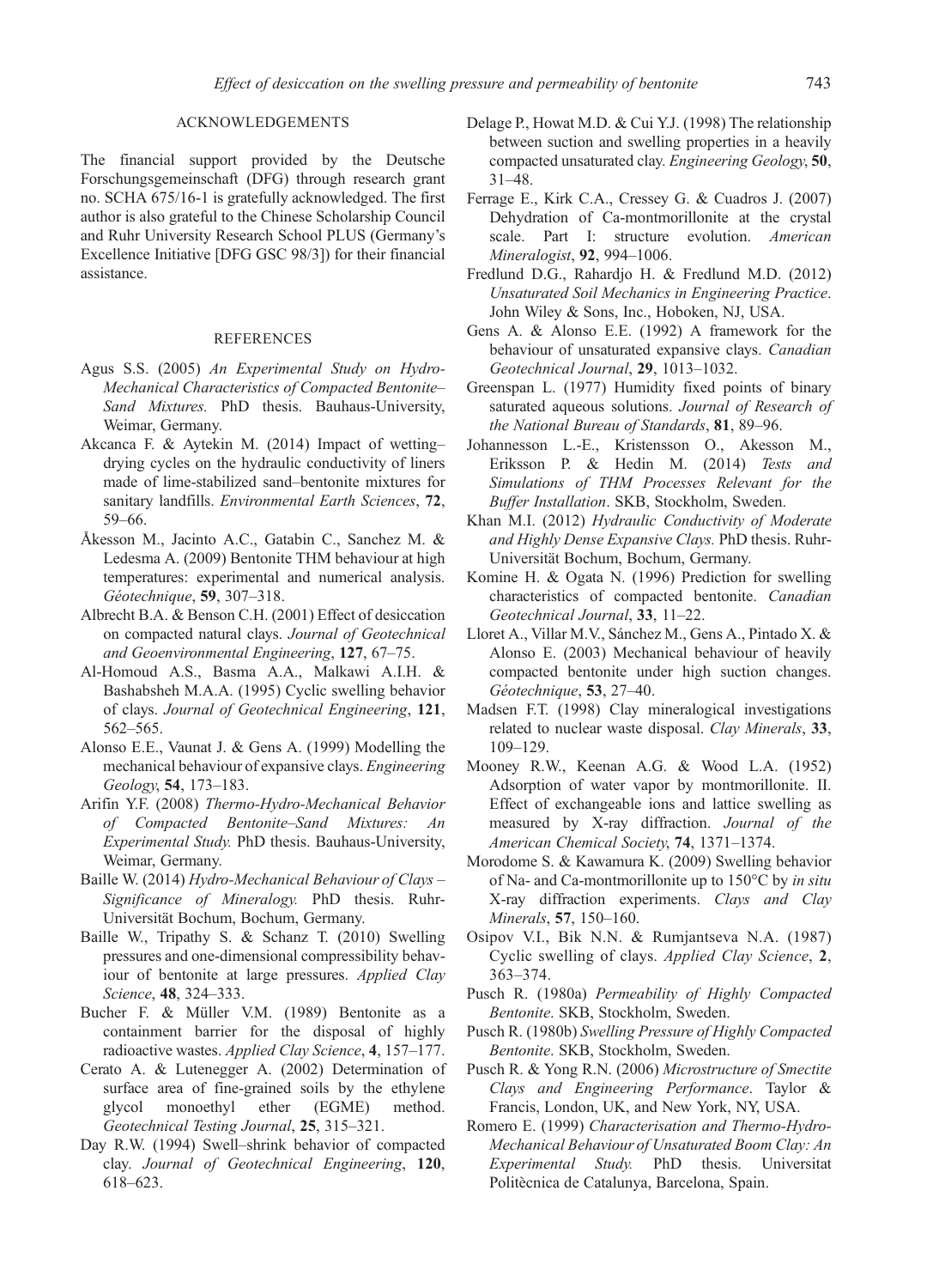## ACKNOWLEDGEMENTS

The financial support provided by the Deutsche Forschungsgemeinschaft (DFG) through research grant no. SCHA 675/16-1 is gratefully acknowledged. The first author is also grateful to the Chinese Scholarship Council and Ruhr University Research School PLUS (Germany's Excellence Initiative [DFG GSC 98/3]) for their financial assistance.

## REFERENCES

Agus S.S. (2005) *An Experimental Study on Hydro-Mechanical Characteristics of Compacted Bentonite–Sand Mixtures.* PhD thesis. Bauhaus-University, Weimar, Germany.

Akcanca F. & Aytekin M. (2014) Impact of wetting–drying cycles on the hydraulic conductivity of liners made of lime-stabilized sand–bentonite mixtures for sanitary landfills. *Environmental Earth Sciences*, **72**, 59–66.

Åkesson M., Jacinto A.C., Gatabin C., Sanchez M. & Ledesma A. (2009) Bentonite THM behaviour at high temperatures: experimental and numerical analysis. *Géotechnique*, **59**, 307–318.

Albrecht B.A. & Benson C.H. (2001) Effect of desiccation on compacted natural clays. *Journal of Geotechnical and Geoenvironmental Engineering*, **127**, 67–75.

Al-Homoud A.S., Basma A.A., Malkawi A.I.H. & Bashabsheh M.A.A. (1995) Cyclic swelling behavior of clays. *Journal of Geotechnical Engineering*, **121**, 562–565.

Alonso E.E., Vaunat J. & Gens A. (1999) Modelling the mechanical behaviour of expansive clays. *Engineering Geology*, **54**, 173–183.

Arifin Y.F. (2008) *Thermo-Hydro-Mechanical Behavior of Compacted Bentonite–Sand Mixtures: An Experimental Study.* PhD thesis. Bauhaus-University, Weimar, Germany.

Baille W. (2014) *Hydro-Mechanical Behaviour of Clays – Significance of Mineralogy.* PhD thesis. Ruhr-Universität Bochum, Bochum, Germany.

Baille W., Tripathy S. & Schanz T. (2010) Swelling pressures and one-dimensional compressibility behaviour of bentonite at large pressures. *Applied Clay Science*, **48**, 324–333.

Bucher F. & Müller V.M. (1989) Bentonite as a containment barrier for the disposal of highly radioactive wastes. *Applied Clay Science*, **4**, 157–177.

Cerato A. & Lutenegger A. (2002) Determination of surface area of fine-grained soils by the ethylene glycol monoethyl ether (EGME) method. *Geotechnical Testing Journal*, **25**, 315–321.

Day R.W. (1994) Swell–shrink behavior of compacted clay. *Journal of Geotechnical Engineering*, **120**, 618–623.

Delage P., Howat M.D. & Cui Y.J. (1998) The relationship between suction and swelling properties in a heavily compacted unsaturated clay. *Engineering Geology*, **50**, 31–48.

Ferrage E., Kirk C.A., Cressey G. & Cuadros J. (2007) Dehydration of Ca-montmorillonite at the crystal scale. Part I: structure evolution. *American Mineralogist*, **92**, 994–1006.

Fredlund D.G., Rahardjo H. & Fredlund M.D. (2012) *Unsaturated Soil Mechanics in Engineering Practice*. John Wiley & Sons, Inc., Hoboken, NJ, USA.

Gens A. & Alonso E.E. (1992) A framework for the behaviour of unsaturated expansive clays. *Canadian Geotechnical Journal*, **29**, 1013–1032.

Greenspan L. (1977) Humidity fixed points of binary saturated aqueous solutions. *Journal of Research of the National Bureau of Standards*, **81**, 89–96.

Johannesson L.-E., Kristensson O., Akesson M., Eriksson P. & Hedin M. (2014) *Tests and Simulations of THM Processes Relevant for the Buffer Installation*. SKB, Stockholm, Sweden.

Khan M.I. (2012) *Hydraulic Conductivity of Moderate and Highly Dense Expansive Clays.* PhD thesis. Ruhr-Universität Bochum, Bochum, Germany.

Komine H. & Ogata N. (1996) Prediction for swelling characteristics of compacted bentonite. *Canadian Geotechnical Journal*, **33**, 11–22.

Lloret A., Villar M.V., Sánchez M., Gens A., Pintado X. & Alonso E. (2003) Mechanical behaviour of heavily compacted bentonite under high suction changes. *Géotechnique*, **53**, 27–40.

Madsen F.T. (1998) Clay mineralogical investigations related to nuclear waste disposal. *Clay Minerals*, **33**, 109–129.

Mooney R.W., Keenan A.G. & Wood L.A. (1952) Adsorption of water vapor by montmorillonite. II. Effect of exchangeable ions and lattice swelling as measured by X-ray diffraction. *Journal of the American Chemical Society*, **74**, 1371–1374.

Morodome S. & Kawamura K. (2009) Swelling behavior of Na- and Ca-montmorillonite up to 150°C by *in situ* X-ray diffraction experiments. *Clays and Clay Minerals*, **57**, 150–160.

Osipov V.I., Bik N.N. & Rumjantseva N.A. (1987) Cyclic swelling of clays. *Applied Clay Science*, **2**, 363–374.

Pusch R. (1980a) *Permeability of Highly Compacted Bentonite*. SKB, Stockholm, Sweden.

Pusch R. (1980b) *Swelling Pressure of Highly Compacted Bentonite*. SKB, Stockholm, Sweden.

Pusch R. & Yong R.N. (2006) *Microstructure of Smectite Clays and Engineering Performance*. Taylor & Francis, London, UK, and New York, NY, USA.

Romero E. (1999) *Characterisation and Thermo-Hydro-Mechanical Behaviour of Unsaturated Boom Clay: An Experimental Study.* PhD thesis. Universitat Politècnica de Catalunya, Barcelona, Spain.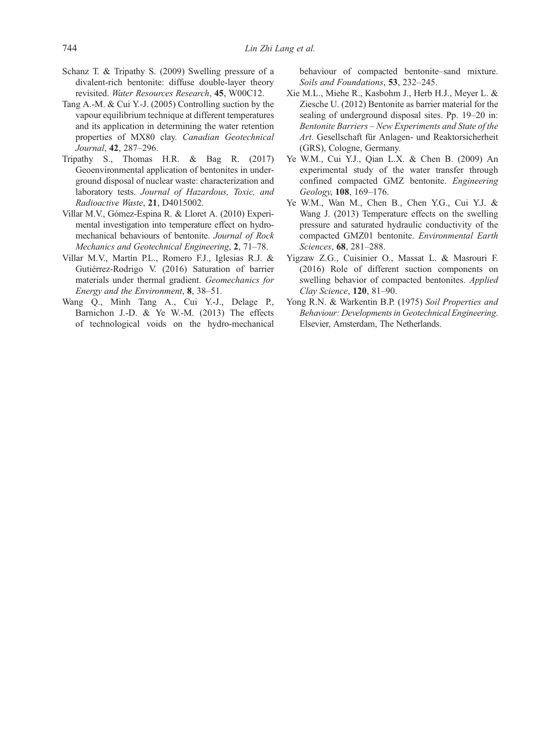Schanz T. & Tripathy S. (2009) Swelling pressure of a divalent-rich bentonite: diffuse double-layer theory revisited. *Water Resources Research*, **45**, W00C12.

Tang A.-M. & Cui Y.-J. (2005) Controlling suction by the vapour equilibrium technique at different temperatures and its application in determining the water retention properties of MX80 clay. *Canadian Geotechnical Journal*, **42**, 287–296.

Tripathy S., Thomas H.R. & Bag R. (2017) Geoenvironmental application of bentonites in underground disposal of nuclear waste: characterization and laboratory tests. *Journal of Hazardous, Toxic, and Radioactive Waste*, **21**, D4015002.

Villar M.V., Gómez-Espina R. & Lloret A. (2010) Experimental investigation into temperature effect on hydro-mechanical behaviours of bentonite. *Journal of Rock Mechanics and Geotechnical Engineering*, **2**, 71–78.

Villar M.V., Martín P.L., Romero F.J., Iglesias R.J. & Gutiérrez-Rodrigo V. (2016) Saturation of barrier materials under thermal gradient. *Geomechanics for Energy and the Environment*, **8**, 38–51.

Wang Q., Minh Tang A., Cui Y.-J., Delage P., Barnichon J.-D. & Ye W.-M. (2013) The effects of technological voids on the hydro-mechanical behaviour of compacted bentonite–sand mixture. *Soils and Foundations*, **53**, 232–245.

Xie M.L., Miehe R., Kasbohm J., Herb H.J., Meyer L. & Ziesche U. (2012) Bentonite as barrier material for the sealing of underground disposal sites. Pp. 19–20 in: *Bentonite Barriers – New Experiments and State of the Art*. Gesellschaft für Anlagen- und Reaktorsicherheit (GRS), Cologne, Germany.

Ye W.M., Cui Y.J., Qian L.X. & Chen B. (2009) An experimental study of the water transfer through confined compacted GMZ bentonite. *Engineering Geology*, **108**, 169–176.

Ye W.M., Wan M., Chen B., Chen Y.G., Cui Y.J. & Wang J. (2013) Temperature effects on the swelling pressure and saturated hydraulic conductivity of the compacted GMZ01 bentonite. *Environmental Earth Sciences*, **68**, 281–288.

Yigzaw Z.G., Cuisinier O., Massat L. & Masrouri F. (2016) Role of different suction components on swelling behavior of compacted bentonites. *Applied Clay Science*, **120**, 81–90.

Yong R.N. & Warkentin B.P. (1975) *Soil Properties and Behaviour: Developments in Geotechnical Engineering*. Elsevier, Amsterdam, The Netherlands.